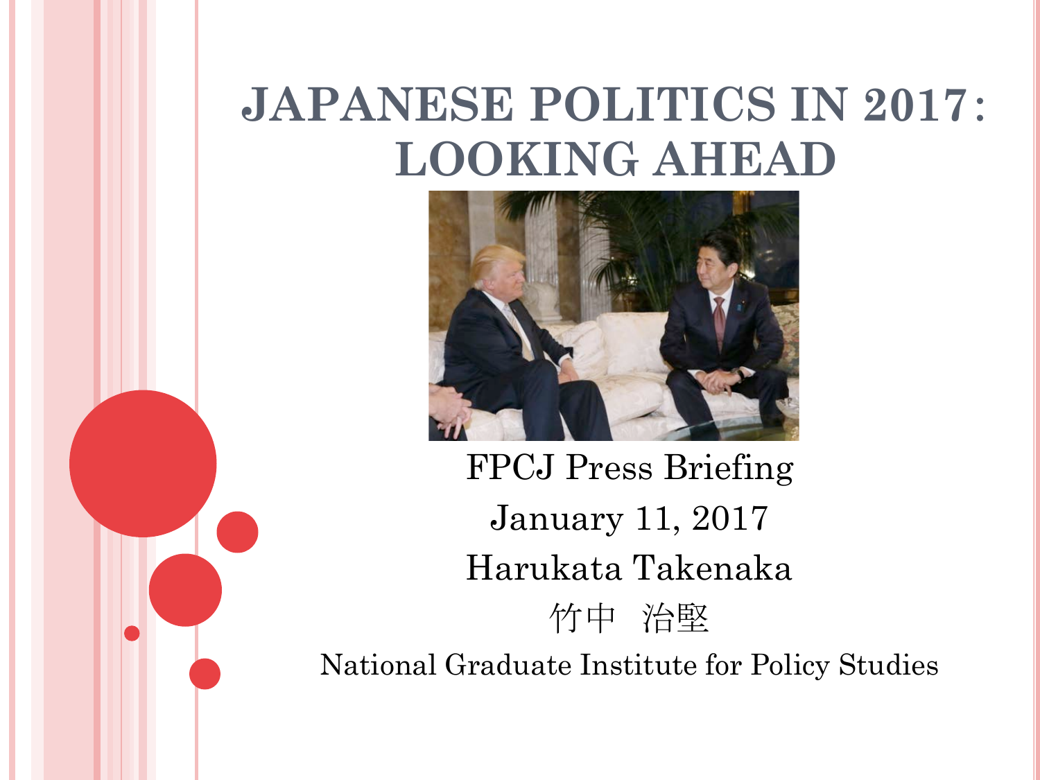# JAPANESE POLITICS IN 2017: LOOKING AHEAD

FPCJ Press Briefing

January 11, 2017

Harukata Takenaka

竹中　治堅

National Graduate Institute for Policy Studies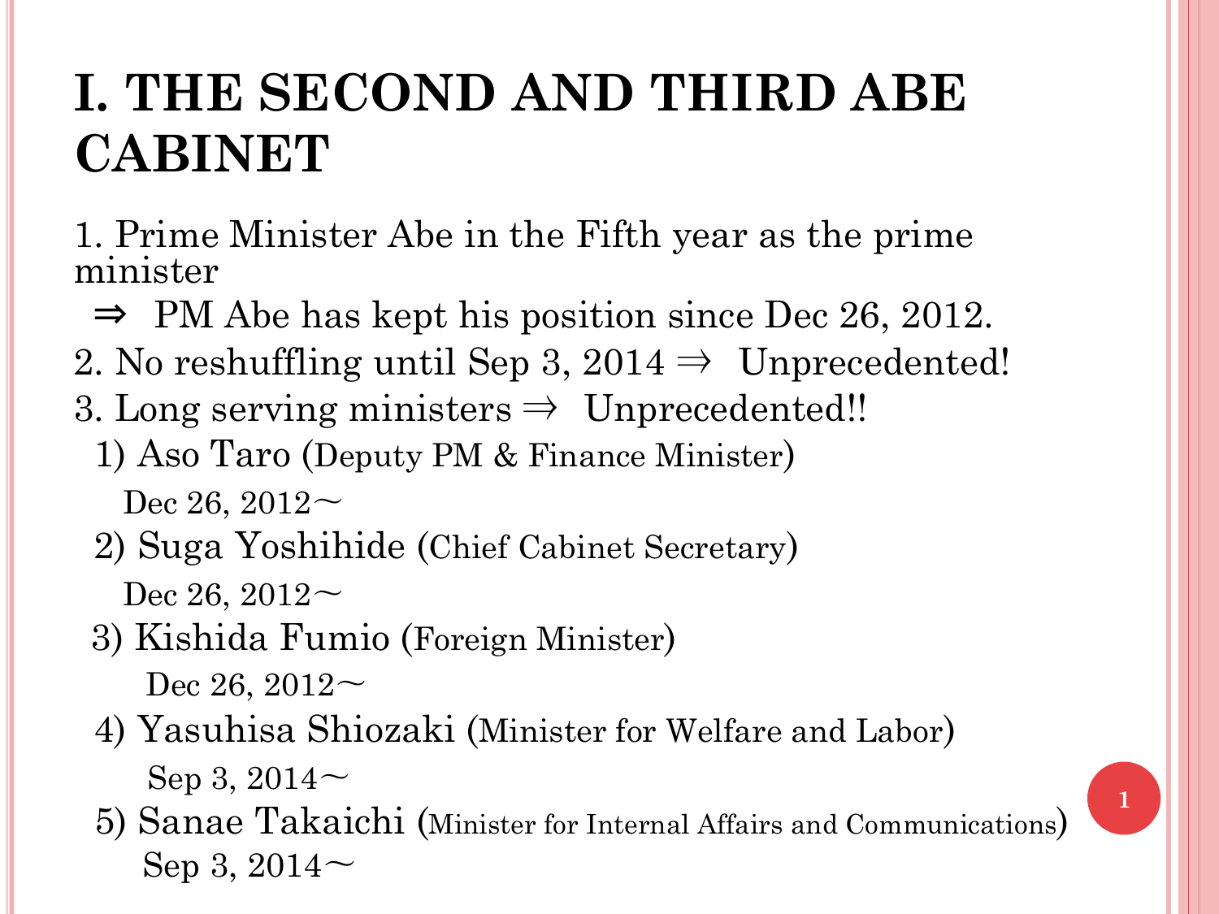# I. THE SECOND AND THIRD ABE CABINET

1. Prime Minister Abe in the Fifth year as the prime minister
   ⇒ PM Abe has kept his position since Dec 26, 2012.
2. No reshuffling until Sep 3, 2014 ⇒ Unprecedented!
3. Long serving ministers ⇒ Unprecedented!!
   1) Aso Taro (Deputy PM & Finance Minister)
      Dec 26, 2012～
   2) Suga Yoshihide (Chief Cabinet Secretary)
      Dec 26, 2012～
   3) Kishida Fumio (Foreign Minister)
      Dec 26, 2012～
   4) Yasuhisa Shiozaki (Minister for Welfare and Labor)
      Sep 3, 2014～
   5) Sanae Takaichi (Minister for Internal Affairs and Communications)
      Sep 3, 2014～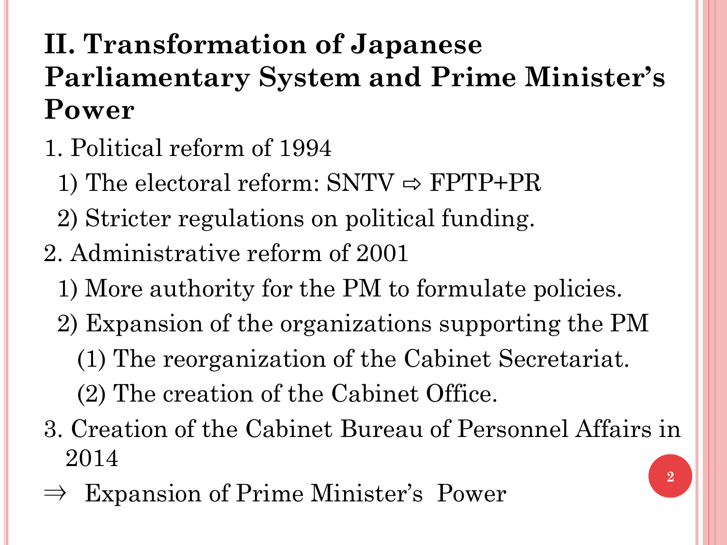## II. Transformation of Japanese Parliamentary System and Prime Minister's Power

1. Political reform of 1994
   1) The electoral reform: SNTV ⇨ FPTP+PR
   2) Stricter regulations on political funding.
2. Administrative reform of 2001
   1) More authority for the PM to formulate policies.
   2) Expansion of the organizations supporting the PM
      (1) The reorganization of the Cabinet Secretariat.
      (2) The creation of the Cabinet Office.
3. Creation of the Cabinet Bureau of Personnel Affairs in 2014

⇒ Expansion of Prime Minister's Power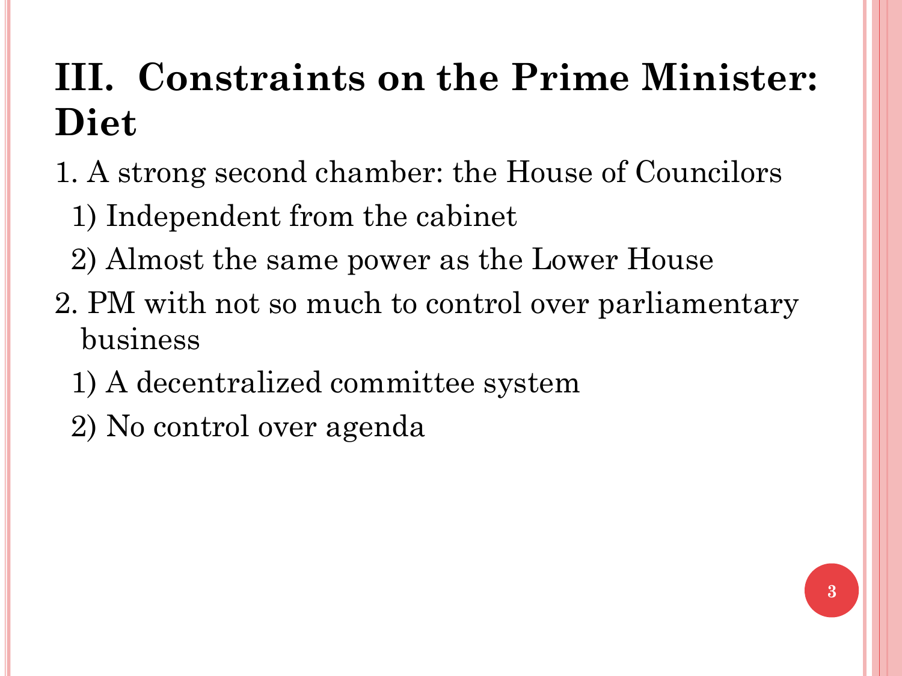# III. Constraints on the Prime Minister: Diet

1. A strong second chamber: the House of Councilors
   1) Independent from the cabinet
   2) Almost the same power as the Lower House
2. PM with not so much to control over parliamentary business
   1) A decentralized committee system
   2) No control over agenda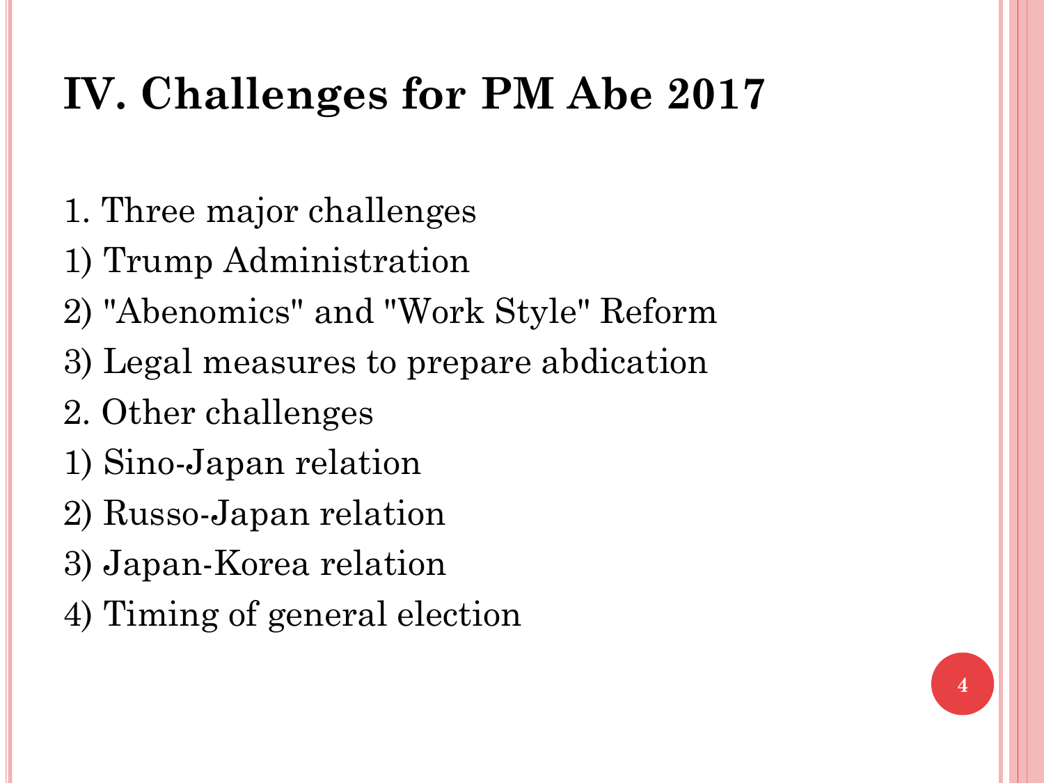# IV. Challenges for PM Abe 2017

1. Three major challenges
1) Trump Administration
2) "Abenomics" and "Work Style" Reform
3) Legal measures to prepare abdication
2. Other challenges
1) Sino-Japan relation
2) Russo-Japan relation
3) Japan-Korea relation
4) Timing of general election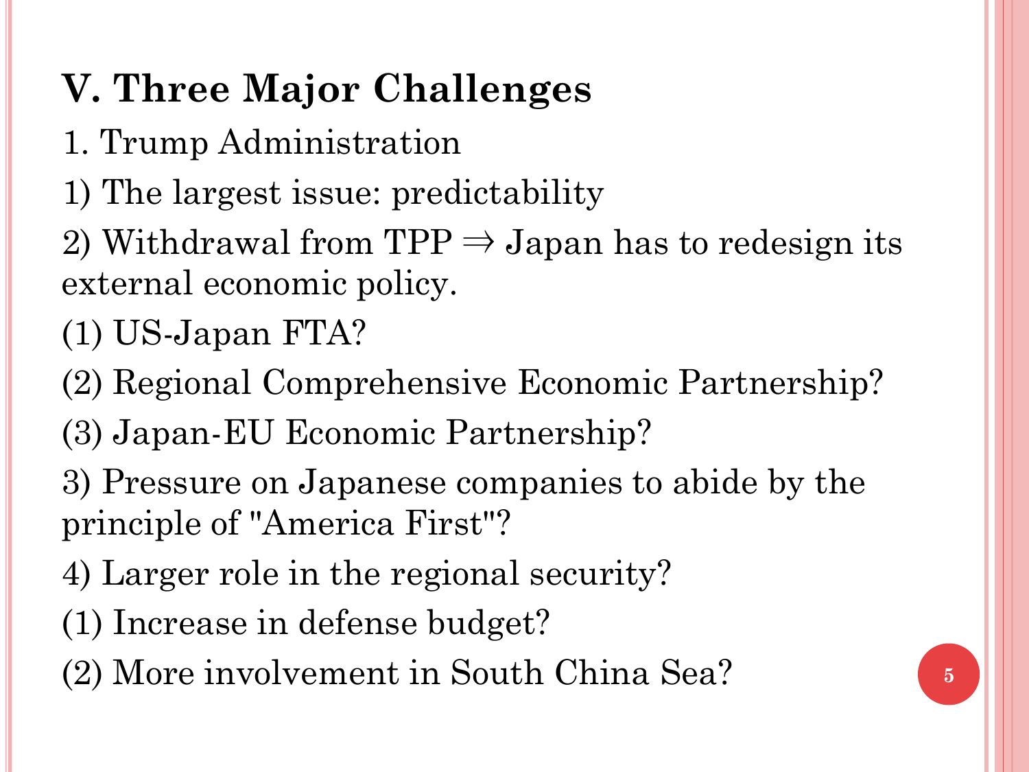## V. Three Major Challenges

1. Trump Administration

1) The largest issue: predictability

2) Withdrawal from TPP ⇒ Japan has to redesign its external economic policy.

(1) US-Japan FTA?

(2) Regional Comprehensive Economic Partnership?

(3) Japan-EU Economic Partnership?

3) Pressure on Japanese companies to abide by the principle of "America First"?

4) Larger role in the regional security?

(1) Increase in defense budget?

(2) More involvement in South China Sea?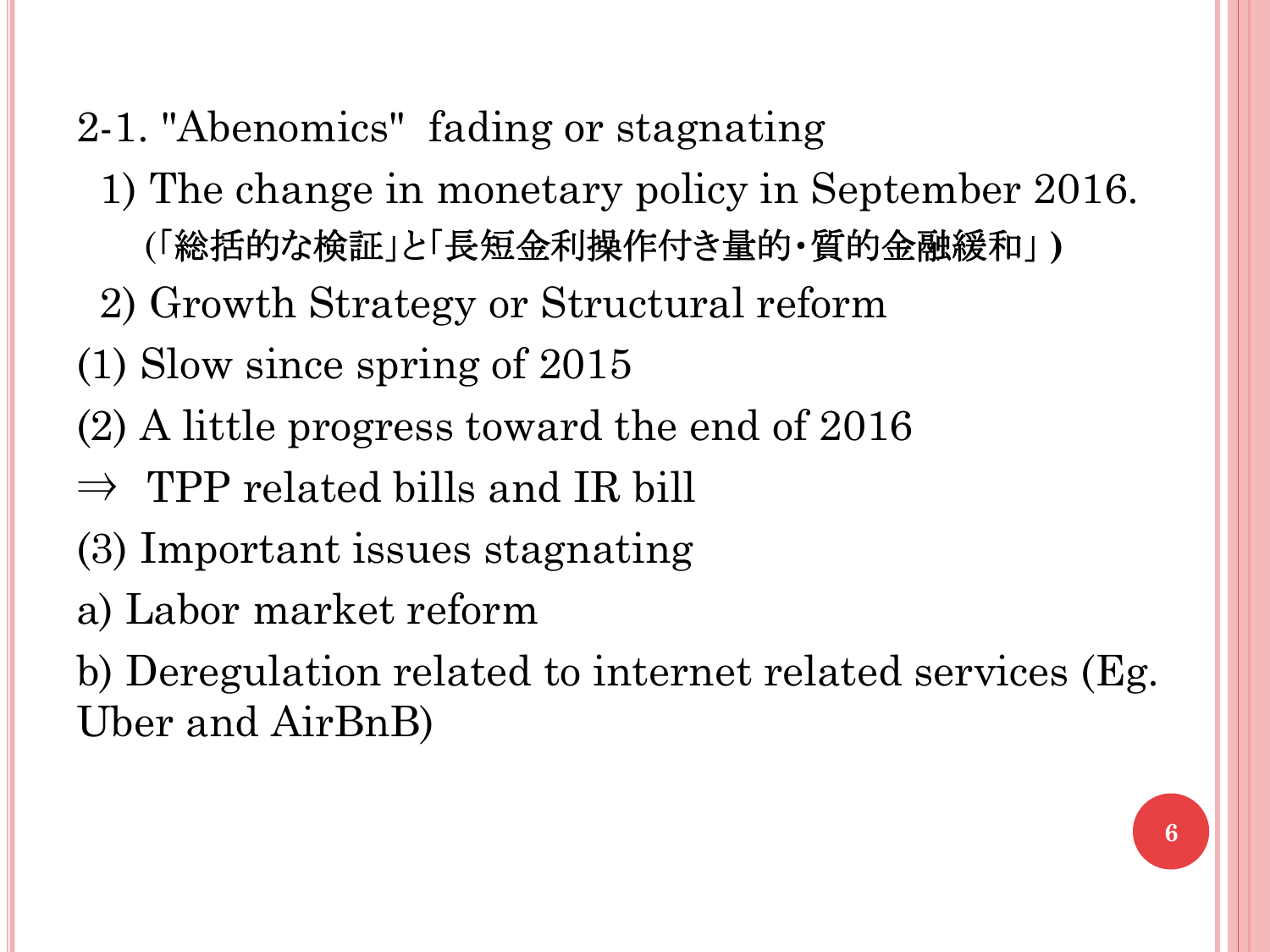## 2-1. "Abenomics" fading or stagnating

1) The change in monetary policy in September 2016.
   (「総括的な検証」と「長短金利操作付き量的・質的金融緩和」)

2) Growth Strategy or Structural reform

(1) Slow since spring of 2015

(2) A little progress toward the end of 2016

⇒ TPP related bills and IR bill

(3) Important issues stagnating

a) Labor market reform

b) Deregulation related to internet related services (Eg. Uber and AirBnB)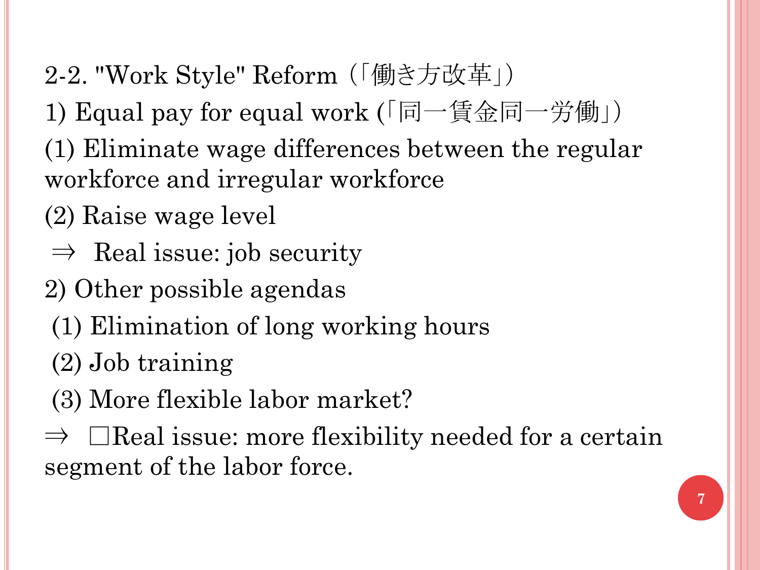## 2-2. "Work Style" Reform（「働き方改革」）

1) Equal pay for equal work (「同一賃金同一労働」)

(1) Eliminate wage differences between the regular workforce and irregular workforce

(2) Raise wage level

⇒ Real issue: job security

2) Other possible agendas

(1) Elimination of long working hours

(2) Job training

(3) More flexible labor market?

⇒ □Real issue: more flexibility needed for a certain segment of the labor force.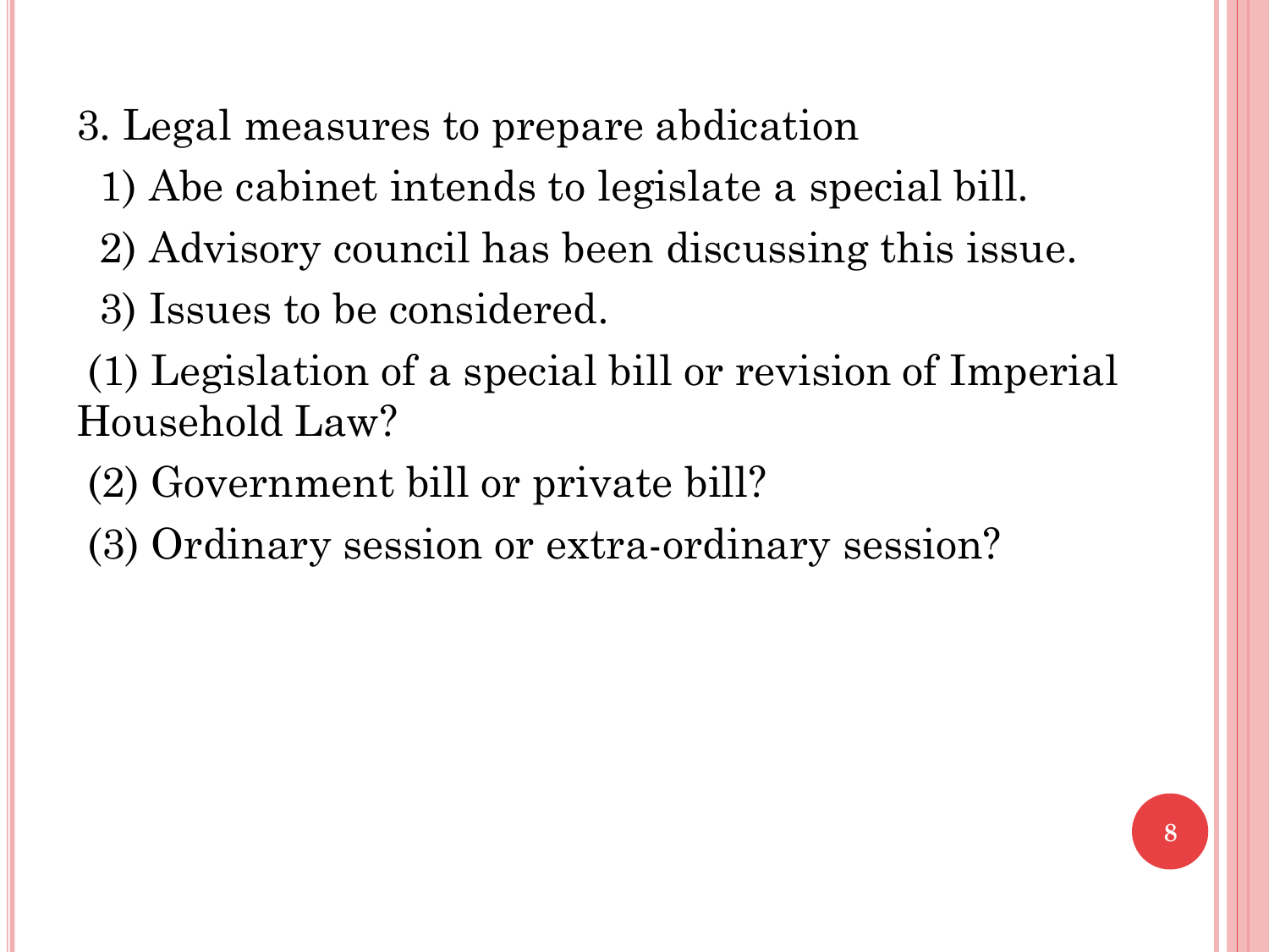## 3. Legal measures to prepare abdication

1) Abe cabinet intends to legislate a special bill.

2) Advisory council has been discussing this issue.

3) Issues to be considered.

(1) Legislation of a special bill or revision of Imperial Household Law?

(2) Government bill or private bill?

(3) Ordinary session or extra-ordinary session?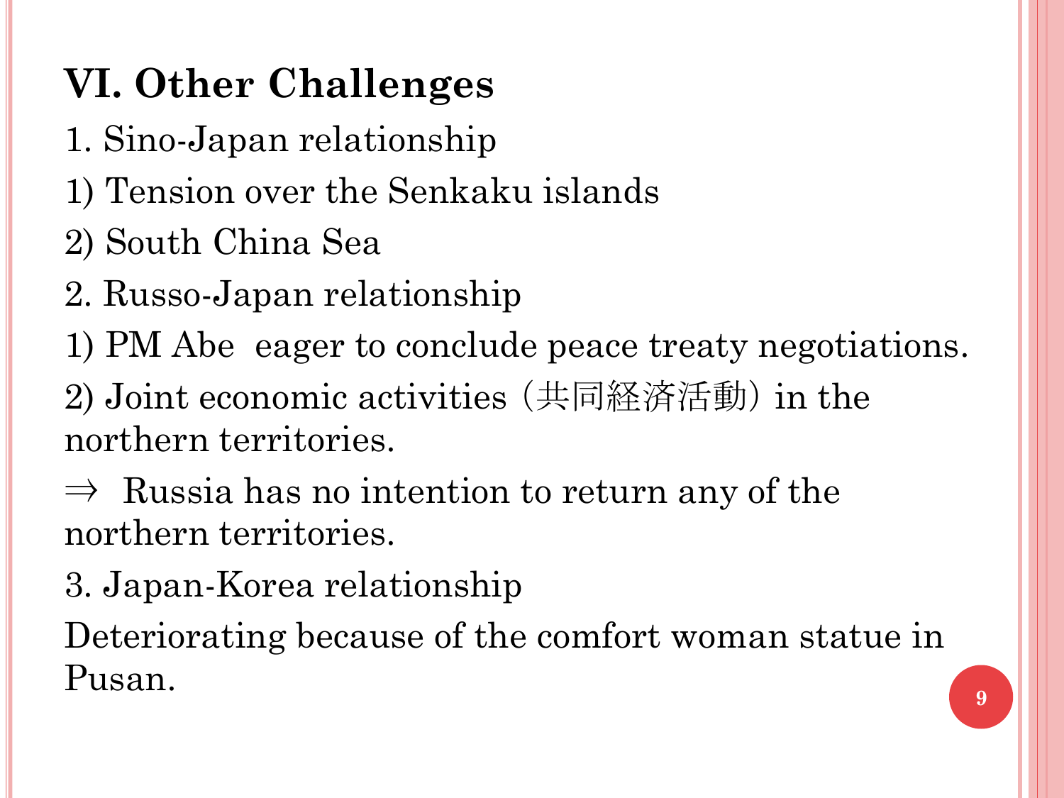## VI. Other Challenges

1. Sino-Japan relationship

1) Tension over the Senkaku islands

2) South China Sea

2. Russo-Japan relationship

1) PM Abe  eager to conclude peace treaty negotiations.

2) Joint economic activities（共同経済活動）in the northern territories.

⇒  Russia has no intention to return any of the northern territories.

3. Japan-Korea relationship

Deteriorating because of the comfort woman statue in Pusan.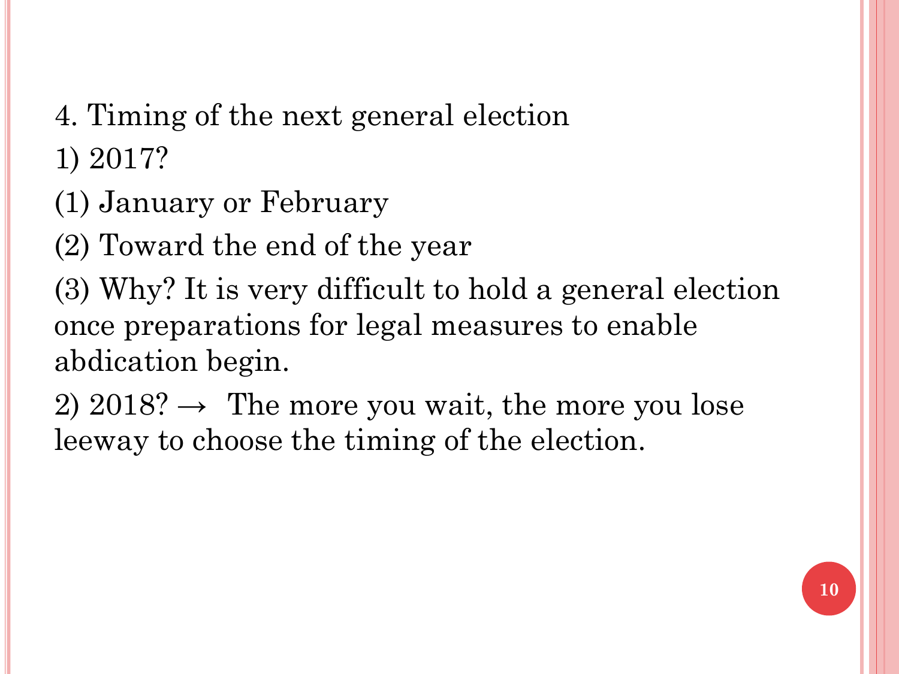4. Timing of the next general election

1) 2017?

(1) January or February

(2) Toward the end of the year

(3) Why? It is very difficult to hold a general election once preparations for legal measures to enable abdication begin.

2) 2018? → The more you wait, the more you lose leeway to choose the timing of the election.